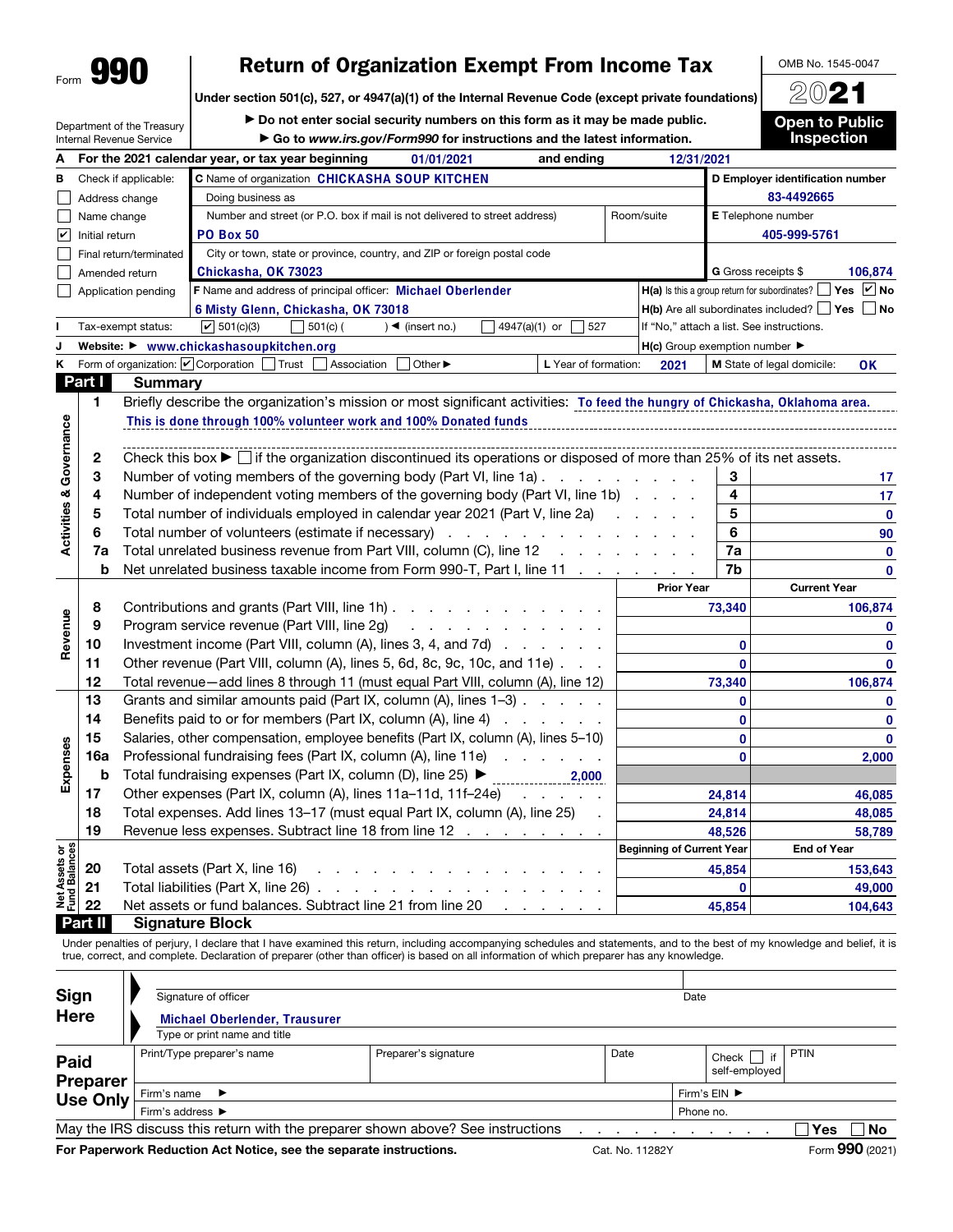Form **990**

# Return of Organization Exempt From Income Tax

**Under section 501(c), 527, or 4947(a)(1) of the Internal Revenue Code (except private foundations)**

▶ Do not enter social security numbers on this form as it may be made public.

▶ Go to *www.irs.gov/Form990* for instructions and the latest information.

Department of the Treasury
Internal Revenue Service

OMB No. 1545-0047

**2021**

**Open to Public Inspection**

**A** For the 2021 calendar year, or tax year beginning 01/01/2021 and ending 12/31/2021

**B** Check if applicable:
- ☐ Address change
- ☐ Name change
- ☑ Initial return
- ☐ Final return/terminated
- ☐ Amended return
- ☐ Application pending

**C** Name of organization: **CHICKASHA SOUP KITCHEN**

Doing business as

Number and street (or P.O. box if mail is not delivered to street address): **PO Box 50** Room/suite

City or town, state or province, country, and ZIP or foreign postal code: **Chickasha, OK 73023**

**D** Employer identification number: **83-4492665**

**E** Telephone number: **405-999-5761**

**G** Gross receipts $ **106,874**

**F** Name and address of principal officer: **Michael Oberlender**
**6 Misty Glenn, Chickasha, OK 73018**

**H(a)** Is this a group return for subordinates? ☐ Yes ☑ No

**H(b)** Are all subordinates included? ☐ Yes ☐ No
If "No," attach a list. See instructions.

**I** Tax-exempt status: ☑ 501(c)(3) ☐ 501(c) ( ) ◀ (insert no.) ☐ 4947(a)(1) or ☐ 527

**J** Website: ▶ **www.chickashasoupkitchen.org**

**H(c)** Group exemption number ▶

**K** Form of organization: ☑ Corporation ☐ Trust ☐ Association ☐ Other ▶

**L** Year of formation: **2021**

**M** State of legal domicile: **OK**

## Part I Summary

**Activities & Governance**

1 Briefly describe the organization's mission or most significant activities: To feed the hungry of Chickasha, Oklahoma area. This is done through 100% volunteer work and 100% Donated funds

2 Check this box ▶ ☐ if the organization discontinued its operations or disposed of more than 25% of its net assets.

| | | | |
|---|---|---|---|
| 3 | Number of voting members of the governing body (Part VI, line 1a) | 3 | 17 |
| 4 | Number of independent voting members of the governing body (Part VI, line 1b) | 4 | 17 |
| 5 | Total number of individuals employed in calendar year 2021 (Part V, line 2a) | 5 | 0 |
| 6 | Total number of volunteers (estimate if necessary) | 6 | 90 |
| 7a | Total unrelated business revenue from Part VIII, column (C), line 12 | 7a | 0 |
| b | Net unrelated business taxable income from Form 990-T, Part I, line 11 | 7b | 0 |

| | | | Prior Year | Current Year |
|---|---|---|---|---|
| **Revenue** | 8 | Contributions and grants (Part VIII, line 1h) | 73,340 | 106,874 |
| | 9 | Program service revenue (Part VIII, line 2g) | | 0 |
| | 10 | Investment income (Part VIII, column (A), lines 3, 4, and 7d) | 0 | 0 |
| | 11 | Other revenue (Part VIII, column (A), lines 5, 6d, 8c, 9c, 10c, and 11e) | 0 | 0 |
| | 12 | Total revenue—add lines 8 through 11 (must equal Part VIII, column (A), line 12) | 73,340 | 106,874 |
| **Expenses** | 13 | Grants and similar amounts paid (Part IX, column (A), lines 1–3) | 0 | 0 |
| | 14 | Benefits paid to or for members (Part IX, column (A), line 4) | 0 | 0 |
| | 15 | Salaries, other compensation, employee benefits (Part IX, column (A), lines 5–10) | 0 | 0 |
| | 16a | Professional fundraising fees (Part IX, column (A), line 11e) | 0 | 2,000 |
| | b | Total fundraising expenses (Part IX, column (D), line 25) ▶ 2,000 | | |
| | 17 | Other expenses (Part IX, column (A), lines 11a–11d, 11f–24e) | 24,814 | 46,085 |
| | 18 | Total expenses. Add lines 13–17 (must equal Part IX, column (A), line 25) | 24,814 | 48,085 |
| | 19 | Revenue less expenses. Subtract line 18 from line 12 | 48,526 | 58,789 |

| | | | Beginning of Current Year | End of Year |
|---|---|---|---|---|
| **Net Assets or Fund Balances** | 20 | Total assets (Part X, line 16) | 45,854 | 153,643 |
| | 21 | Total liabilities (Part X, line 26) | 0 | 49,000 |
| | 22 | Net assets or fund balances. Subtract line 21 from line 20 | 45,854 | 104,643 |

## Part II Signature Block

Under penalties of perjury, I declare that I have examined this return, including accompanying schedules and statements, and to the best of my knowledge and belief, it is true, correct, and complete. Declaration of preparer (other than officer) is based on all information of which preparer has any knowledge.

**Sign Here**

Signature of officer | Date

**Michael Oberlender, Trausurer**
Type or print name and title

**Paid Preparer Use Only**

| Print/Type preparer's name | Preparer's signature | Date | Check ☐ if self-employed | PTIN |
|---|---|---|---|---|
| | | | | |

Firm's name ▶ | Firm's EIN ▶

Firm's address ▶ | Phone no.

May the IRS discuss this return with the preparer shown above? See instructions ☐ Yes ☐ No

**For Paperwork Reduction Act Notice, see the separate instructions.** Cat. No. 11282Y Form **990** (2021)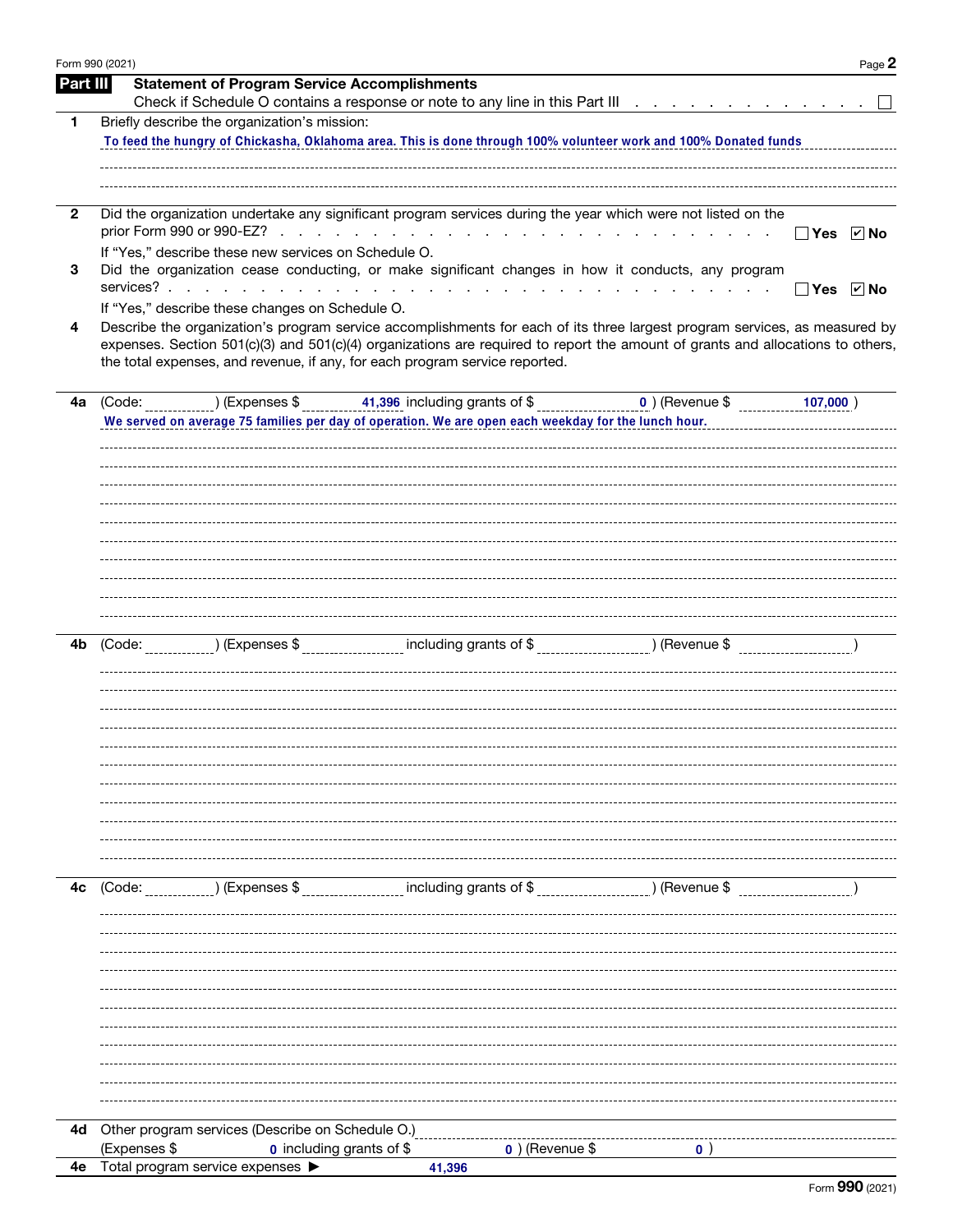## Part III Statement of Program Service Accomplishments

Check if Schedule O contains a response or note to any line in this Part III . . . . . . . . . . . . . . ☐

**1** Briefly describe the organization's mission:

To feed the hungry of Chickasha, Oklahoma area. This is done through 100% volunteer work and 100% Donated funds

**2** Did the organization undertake any significant program services during the year which were not listed on the prior Form 990 or 990-EZ? . . . . . . . . . . . . . . . . . . . . . . . . . ☐ Yes ☑ No

If "Yes," describe these new services on Schedule O.

**3** Did the organization cease conducting, or make significant changes in how it conducts, any program services? . . . . . . . . . . . . . . . . . . . . . . . . . . . . . . ☐ Yes ☑ No

If "Yes," describe these changes on Schedule O.

**4** Describe the organization's program service accomplishments for each of its three largest program services, as measured by expenses. Section 501(c)(3) and 501(c)(4) organizations are required to report the amount of grants and allocations to others, the total expenses, and revenue, if any, for each program service reported.

**4a** (Code: ) (Expenses $ 41,396 including grants of $ 0 ) (Revenue $ 107,000 )

We served on average 75 families per day of operation. We are open each weekday for the lunch hour.

**4b** (Code: ) (Expenses $ including grants of $ ) (Revenue $ )

**4c** (Code: ) (Expenses $ including grants of $ ) (Revenue $ )

**4d** Other program services (Describe on Schedule O.)

(Expenses $ 0 including grants of $ 0 ) (Revenue $ 0 )

**4e** Total program service expenses ▶ 41,396